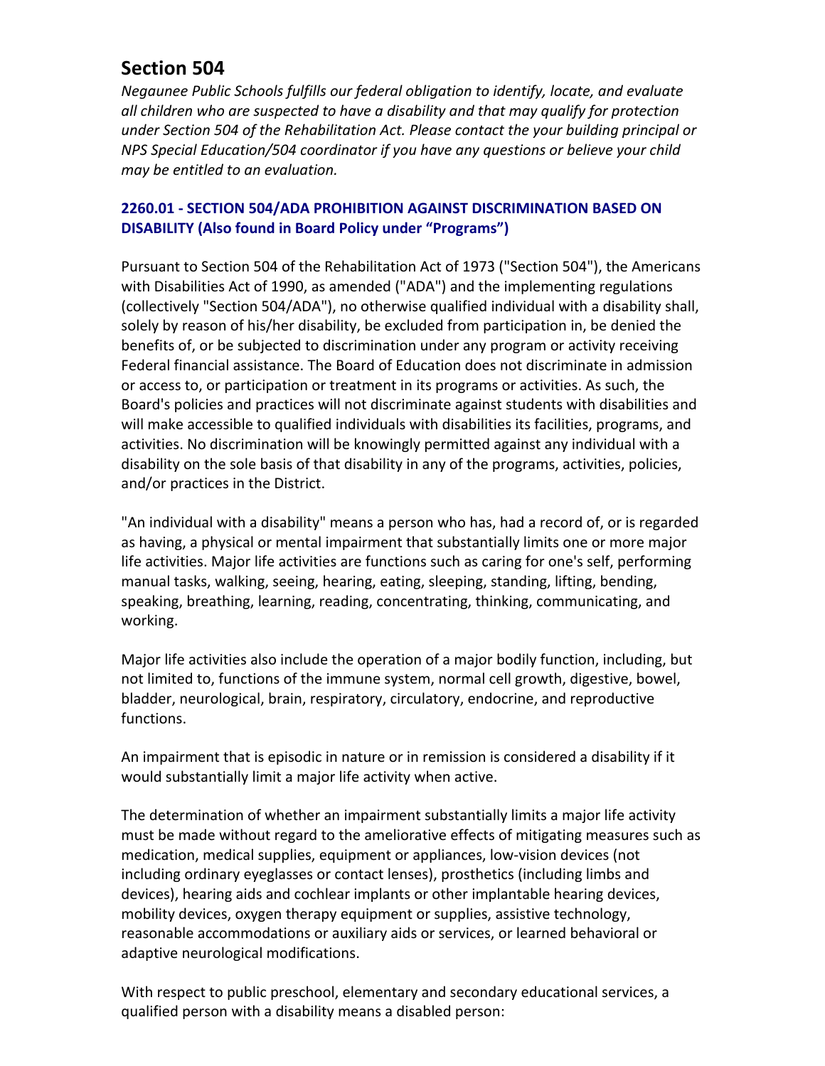# Section 504

*Negaunee Public Schools fulfills our federal obligation to identify, locate, and evaluate all children who are suspected to have a disability and that may qualify for protection under Section 504 of the Rehabilitation Act. Please contact the your building principal or NPS Special Education/504 coordinator if you have any questions or believe your child may be entitled to an evaluation.*

### 2260.01 - SECTION 504/ADA PROHIBITION AGAINST DISCRIMINATION BASED ON DISABILITY (Also found in Board Policy under "Programs")

Pursuant to Section 504 of the Rehabilitation Act of 1973 ("Section 504"), the Americans with Disabilities Act of 1990, as amended ("ADA") and the implementing regulations (collectively "Section 504/ADA"), no otherwise qualified individual with a disability shall, solely by reason of his/her disability, be excluded from participation in, be denied the benefits of, or be subjected to discrimination under any program or activity receiving Federal financial assistance. The Board of Education does not discriminate in admission or access to, or participation or treatment in its programs or activities. As such, the Board's policies and practices will not discriminate against students with disabilities and will make accessible to qualified individuals with disabilities its facilities, programs, and activities. No discrimination will be knowingly permitted against any individual with a disability on the sole basis of that disability in any of the programs, activities, policies, and/or practices in the District.

"An individual with a disability" means a person who has, had a record of, or is regarded as having, a physical or mental impairment that substantially limits one or more major life activities. Major life activities are functions such as caring for one's self, performing manual tasks, walking, seeing, hearing, eating, sleeping, standing, lifting, bending, speaking, breathing, learning, reading, concentrating, thinking, communicating, and working.

Major life activities also include the operation of a major bodily function, including, but not limited to, functions of the immune system, normal cell growth, digestive, bowel, bladder, neurological, brain, respiratory, circulatory, endocrine, and reproductive functions.

An impairment that is episodic in nature or in remission is considered a disability if it would substantially limit a major life activity when active.

The determination of whether an impairment substantially limits a major life activity must be made without regard to the ameliorative effects of mitigating measures such as medication, medical supplies, equipment or appliances, low-vision devices (not including ordinary eyeglasses or contact lenses), prosthetics (including limbs and devices), hearing aids and cochlear implants or other implantable hearing devices, mobility devices, oxygen therapy equipment or supplies, assistive technology, reasonable accommodations or auxiliary aids or services, or learned behavioral or adaptive neurological modifications.

With respect to public preschool, elementary and secondary educational services, a qualified person with a disability means a disabled person: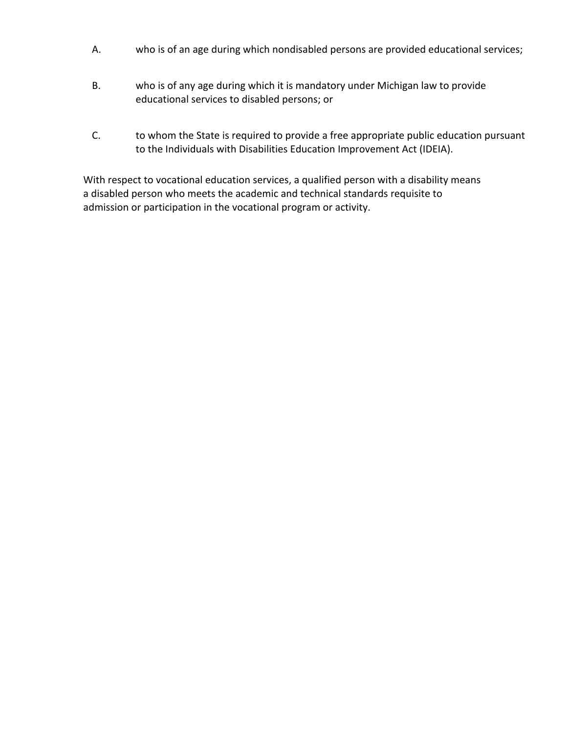A. who is of an age during which nondisabled persons are provided educational services;

B. who is of any age during which it is mandatory under Michigan law to provide educational services to disabled persons; or

C. to whom the State is required to provide a free appropriate public education pursuant to the Individuals with Disabilities Education Improvement Act (IDEIA).

With respect to vocational education services, a qualified person with a disability means a disabled person who meets the academic and technical standards requisite to admission or participation in the vocational program or activity.